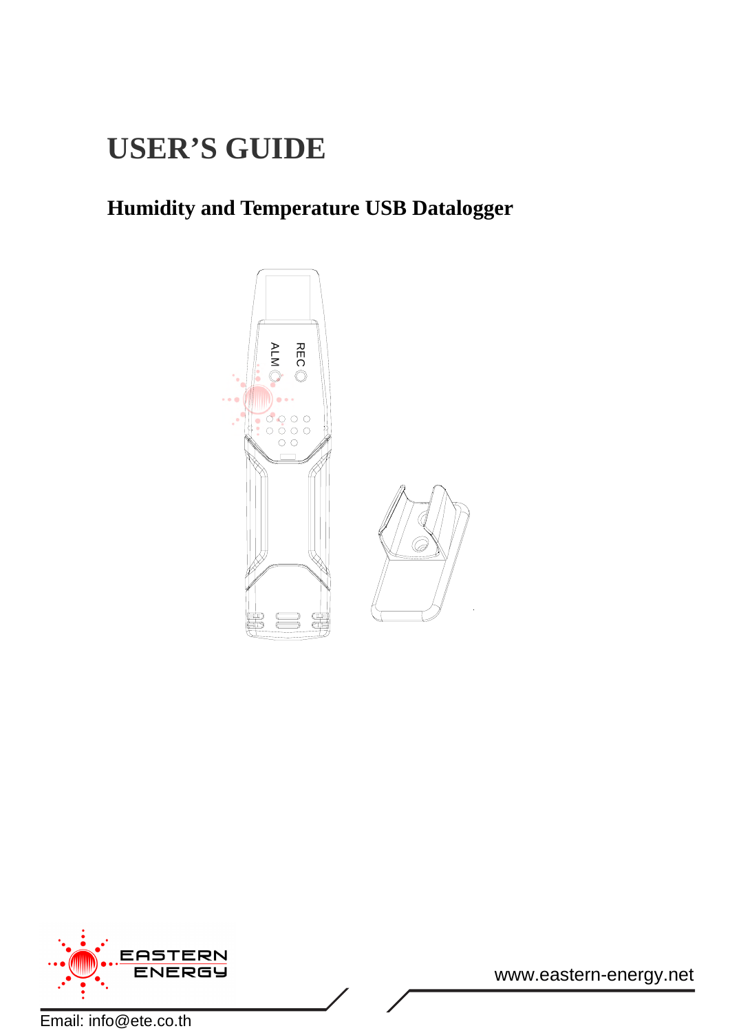# USER'S GUIDE

## Humidity and Temperature USB Datalogger

ALM

REC

EASTERN ENERGY

www.eastern-energy.net

Email: info@ete.co.th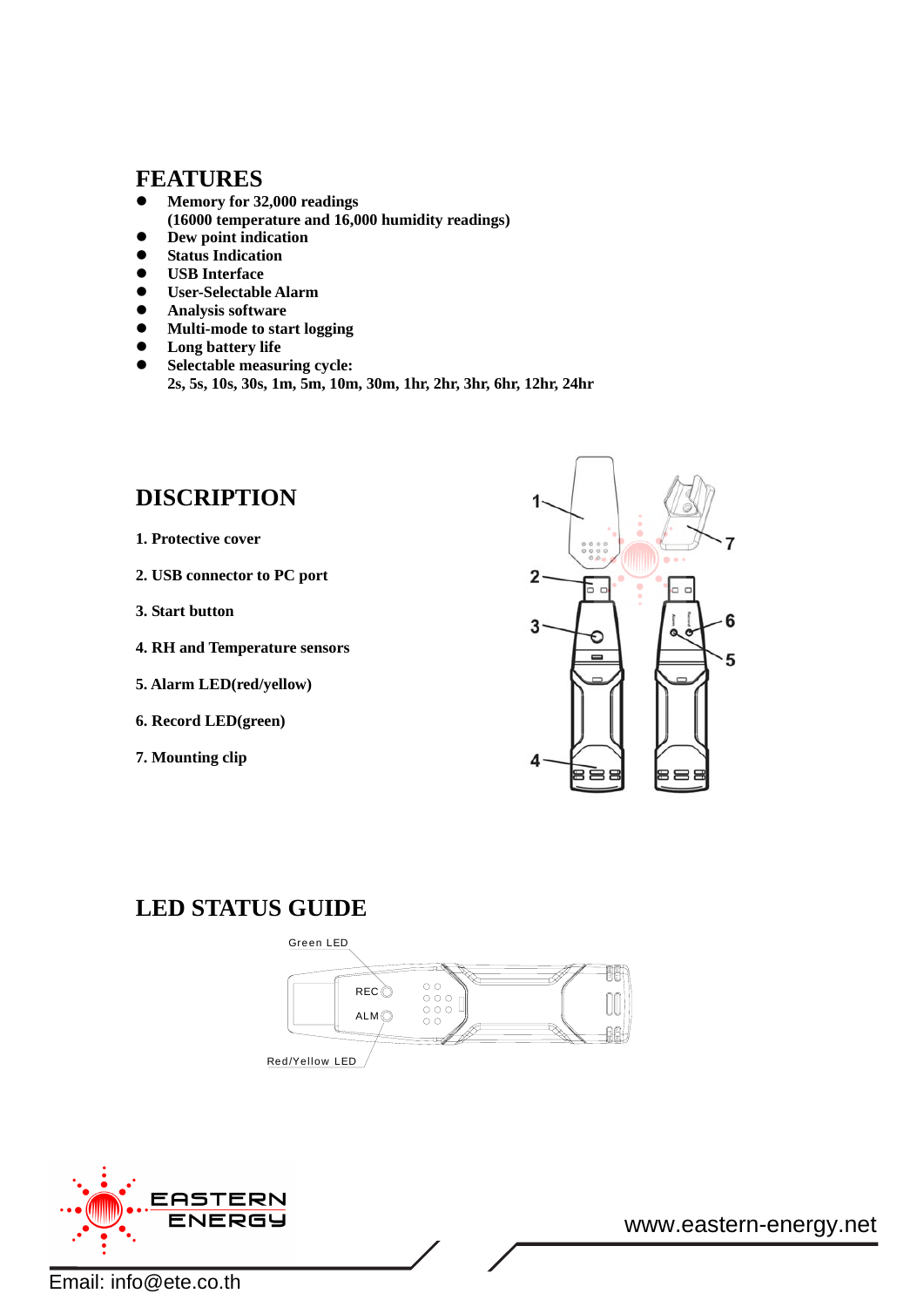## FEATURES

- Memory for 32,000 readings
  (16000 temperature and 16,000 humidity readings)
- Dew point indication
- Status Indication
- USB Interface
- User-Selectable Alarm
- Analysis software
- Multi-mode to start logging
- Long battery life
- Selectable measuring cycle:
  2s, 5s, 10s, 30s, 1m, 5m, 10m, 30m, 1hr, 2hr, 3hr, 6hr, 12hr, 24hr

## DISCRIPTION

**1. Protective cover**

**2. USB connector to PC port**

**3. Start button**

**4. RH and Temperature sensors**

**5. Alarm LED(red/yellow)**

**6. Record LED(green)**

**7. Mounting clip**

## LED STATUS GUIDE

Green LED

REC

ALM

Red/Yellow LED

www.eastern-energy.net

Email: info@ete.co.th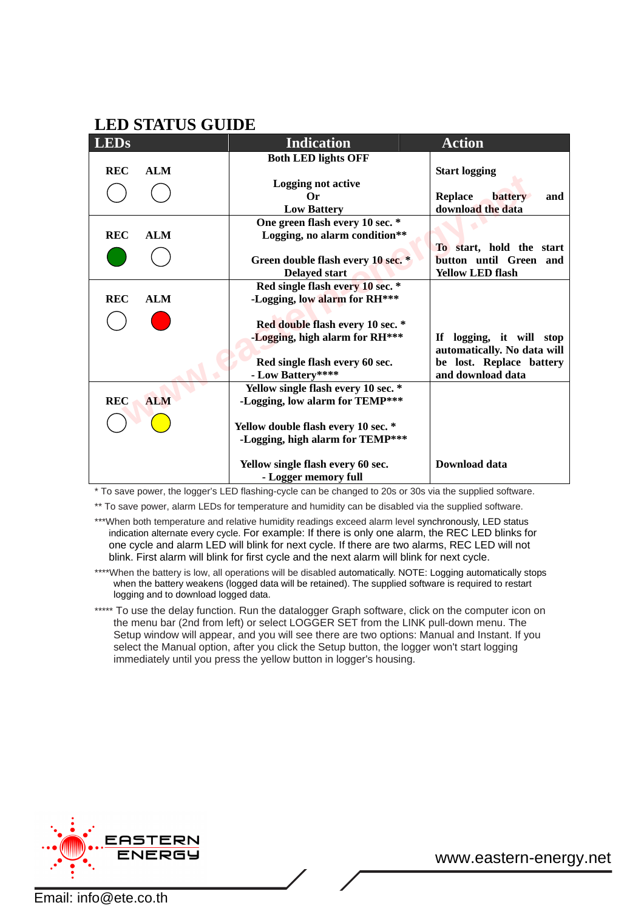## LED STATUS GUIDE

| LEDs | Indication | Action |
|---|---|---|
| REC ○ ALM ○ | **Both LED lights OFF**<br><br>**Logging not active**<br>**Or**<br>**Low Battery** | **Start logging**<br><br>**Replace battery and download the data** |
| REC (green) ALM ○ | **One green flash every 10 sec. \***<br>**Logging, no alarm condition\*\***<br><br>**Green double flash every 10 sec. \***<br>**Delayed start** | **To start, hold the start button until Green and Yellow LED flash** |
| REC ○ ALM (red) | **Red single flash every 10 sec. \***<br>**-Logging, low alarm for RH\*\*\***<br><br>**Red double flash every 10 sec. \***<br>**-Logging, high alarm for RH\*\*\***<br><br>**Red single flash every 60 sec.**<br>**- Low Battery\*\*\*\*** | **If logging, it will stop automatically. No data will be lost. Replace battery and download data** |
| REC ○ ALM (yellow) | **Yellow single flash every 10 sec. \***<br>**-Logging, low alarm for TEMP\*\*\***<br><br>**Yellow double flash every 10 sec. \***<br>**-Logging, high alarm for TEMP\*\*\***<br><br>**Yellow single flash every 60 sec.**<br>**- Logger memory full** | **Download data** |

\* To save power, the logger's LED flashing-cycle can be changed to 20s or 30s via the supplied software.

\*\* To save power, alarm LEDs for temperature and humidity can be disabled via the supplied software.

\*\*\*When both temperature and relative humidity readings exceed alarm level synchronously, LED status indication alternate every cycle. For example: If there is only one alarm, the REC LED blinks for one cycle and alarm LED will blink for next cycle. If there are two alarms, REC LED will not blink. First alarm will blink for first cycle and the next alarm will blink for next cycle.

\*\*\*\*When the battery is low, all operations will be disabled automatically. NOTE: Logging automatically stops when the battery weakens (logged data will be retained). The supplied software is required to restart logging and to download logged data.

\*\*\*\*\* To use the delay function. Run the datalogger Graph software, click on the computer icon on the menu bar (2nd from left) or select LOGGER SET from the LINK pull-down menu. The Setup window will appear, and you will see there are two options: Manual and Instant. If you select the Manual option, after you click the Setup button, the logger won't start logging immediately until you press the yellow button in logger's housing.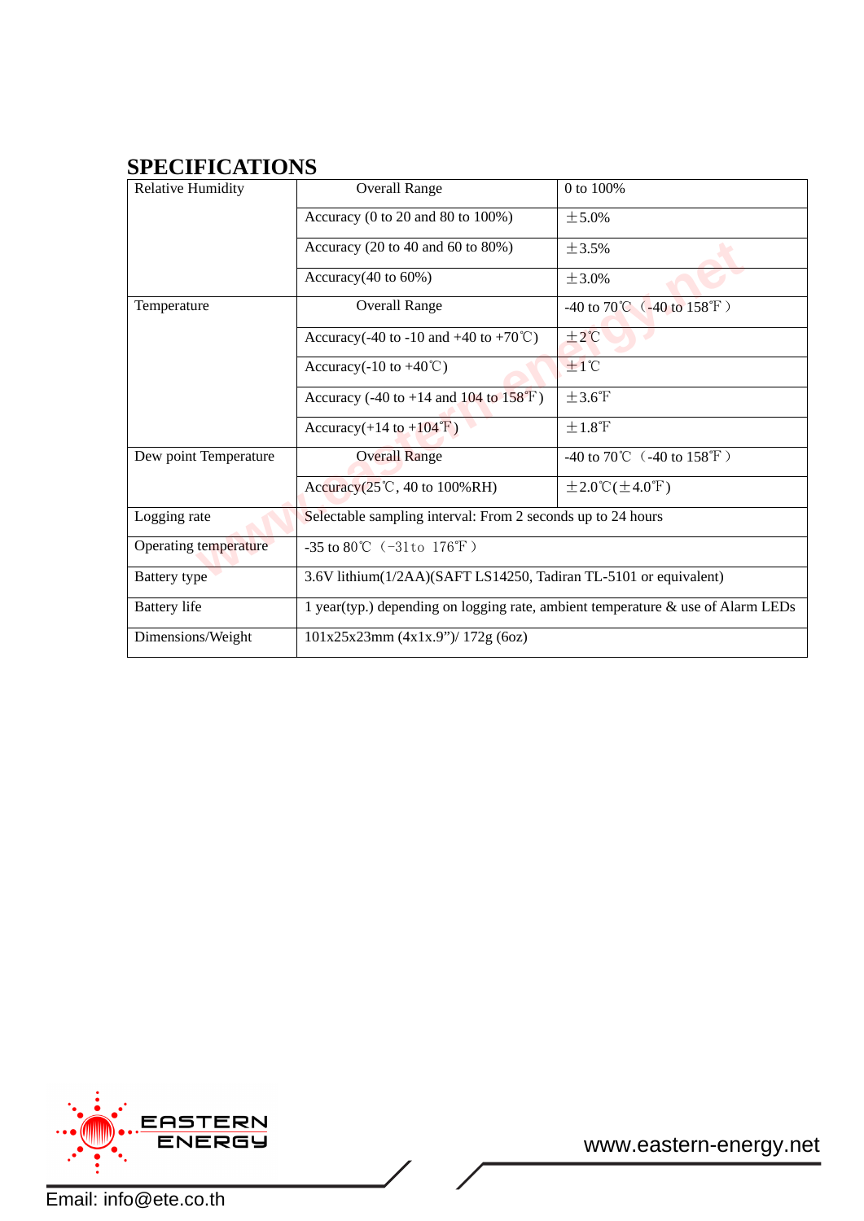## SPECIFICATIONS

| Relative Humidity | Overall Range | 0 to 100% |
|---|---|---|
| | Accuracy (0 to 20 and 80 to 100%) | ±5.0% |
| | Accuracy (20 to 40 and 60 to 80%) | ±3.5% |
| | Accuracy(40 to 60%) | ±3.0% |
| Temperature | Overall Range | -40 to 70℃（-40 to 158℉） |
| | Accuracy(-40 to -10 and +40 to +70℃) | ±2℃ |
| | Accuracy(-10 to +40℃) | ±1℃ |
| | Accuracy (-40 to +14 and 104 to 158℉) | ±3.6℉ |
| | Accuracy(+14 to +104℉) | ±1.8℉ |
| Dew point Temperature | Overall Range | -40 to 70℃（-40 to 158℉） |
| | Accuracy(25℃, 40 to 100%RH) | ±2.0℃(±4.0℉) |
| Logging rate | Selectable sampling interval: From 2 seconds up to 24 hours | |
| Operating temperature | -35 to 80℃（-31to 176℉） | |
| Battery type | 3.6V lithium(1/2AA)(SAFT LS14250, Tadiran TL-5101 or equivalent) | |
| Battery life | 1 year(typ.) depending on logging rate, ambient temperature & use of Alarm LEDs | |
| Dimensions/Weight | 101x25x23mm (4x1x.9")/ 172g (6oz) | |

EASTERN ENERGY

www.eastern-energy.net

Email: info@ete.co.th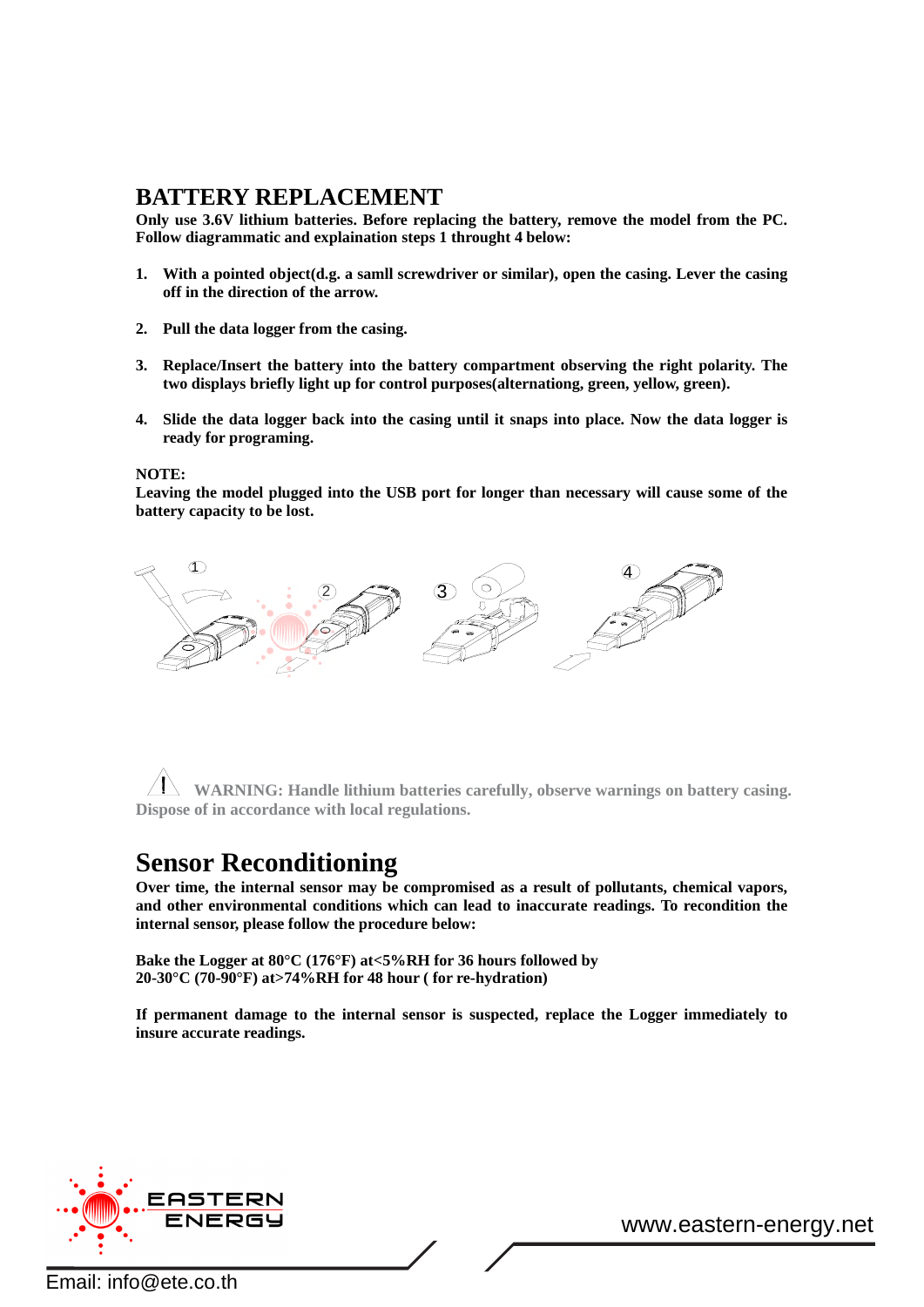# BATTERY REPLACEMENT

**Only use 3.6V lithium batteries. Before replacing the battery, remove the model from the PC. Follow diagrammatic and explaination steps 1 throught 4 below:**

1. **With a pointed object(d.g. a samll screwdriver or similar), open the casing. Lever the casing off in the direction of the arrow.**
2. **Pull the data logger from the casing.**
3. **Replace/Insert the battery into the battery compartment observing the right polarity. The two displays briefly light up for control purposes(alternationg, green, yellow, green).**
4. **Slide the data logger back into the casing until it snaps into place. Now the data logger is ready for programing.**

**NOTE:**
**Leaving the model plugged into the USB port for longer than necessary will cause some of the battery capacity to be lost.**

1 2 3 4

**WARNING: Handle lithium batteries carefully, observe warnings on battery casing. Dispose of in accordance with local regulations.**

# Sensor Reconditioning

**Over time, the internal sensor may be compromised as a result of pollutants, chemical vapors, and other environmental conditions which can lead to inaccurate readings. To recondition the internal sensor, please follow the procedure below:**

**Bake the Logger at 80°C (176°F) at<5%RH for 36 hours followed by**
**20-30°C (70-90°F) at>74%RH for 48 hour ( for re-hydration)**

**If permanent damage to the internal sensor is suspected, replace the Logger immediately to insure accurate readings.**

EASTERN ENERGY

www.eastern-energy.net

Email: info@ete.co.th